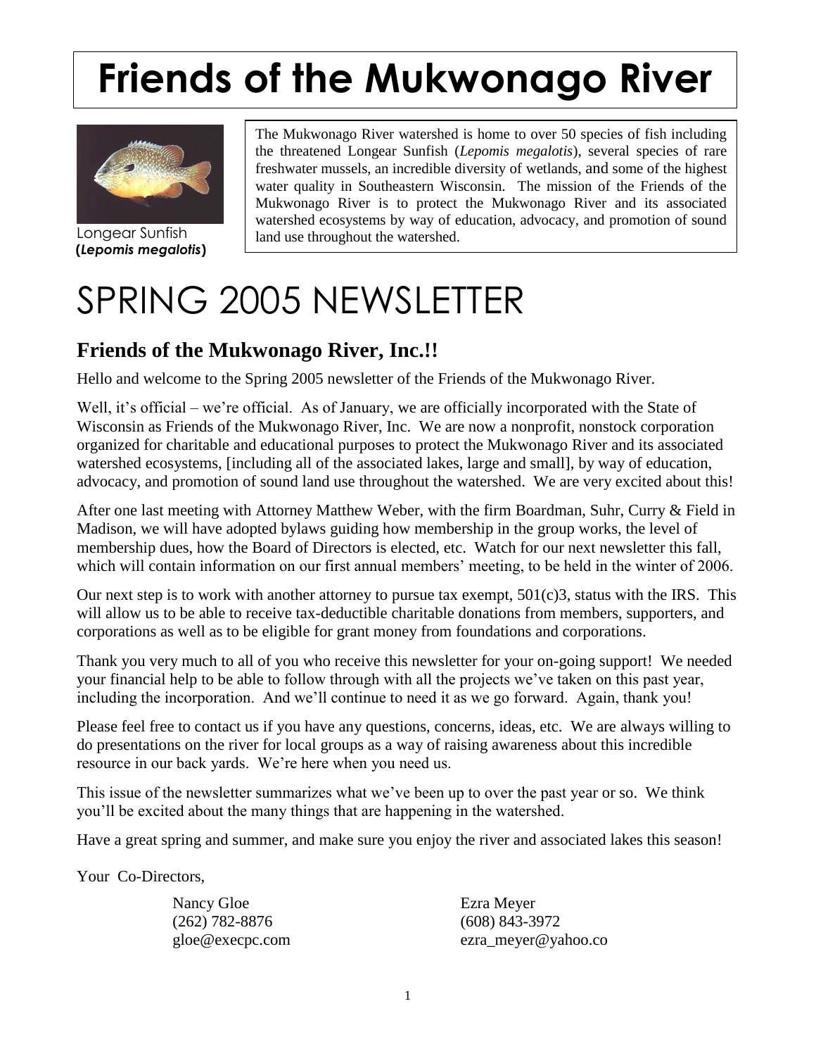# Friends of the Mukwonago River

Longear Sunfish
**(*Lepomis megalotis*)**

The Mukwonago River watershed is home to over 50 species of fish including the threatened Longear Sunfish (*Lepomis megalotis*), several species of rare freshwater mussels, an incredible diversity of wetlands, and some of the highest water quality in Southeastern Wisconsin. The mission of the Friends of the Mukwonago River is to protect the Mukwonago River and its associated watershed ecosystems by way of education, advocacy, and promotion of sound land use throughout the watershed.

# SPRING 2005 NEWSLETTER

## Friends of the Mukwonago River, Inc.!!

Hello and welcome to the Spring 2005 newsletter of the Friends of the Mukwonago River.

Well, it's official – we're official. As of January, we are officially incorporated with the State of Wisconsin as Friends of the Mukwonago River, Inc. We are now a nonprofit, nonstock corporation organized for charitable and educational purposes to protect the Mukwonago River and its associated watershed ecosystems, [including all of the associated lakes, large and small], by way of education, advocacy, and promotion of sound land use throughout the watershed. We are very excited about this!

After one last meeting with Attorney Matthew Weber, with the firm Boardman, Suhr, Curry & Field in Madison, we will have adopted bylaws guiding how membership in the group works, the level of membership dues, how the Board of Directors is elected, etc. Watch for our next newsletter this fall, which will contain information on our first annual members' meeting, to be held in the winter of 2006.

Our next step is to work with another attorney to pursue tax exempt, 501(c)3, status with the IRS. This will allow us to be able to receive tax-deductible charitable donations from members, supporters, and corporations as well as to be eligible for grant money from foundations and corporations.

Thank you very much to all of you who receive this newsletter for your on-going support! We needed your financial help to be able to follow through with all the projects we've taken on this past year, including the incorporation. And we'll continue to need it as we go forward. Again, thank you!

Please feel free to contact us if you have any questions, concerns, ideas, etc. We are always willing to do presentations on the river for local groups as a way of raising awareness about this incredible resource in our back yards. We're here when you need us.

This issue of the newsletter summarizes what we've been up to over the past year or so. We think you'll be excited about the many things that are happening in the watershed.

Have a great spring and summer, and make sure you enjoy the river and associated lakes this season!

Your Co-Directors,

Nancy Gloe
(262) 782-8876
gloe@execpc.com

Ezra Meyer
(608) 843-3972
ezra_meyer@yahoo.co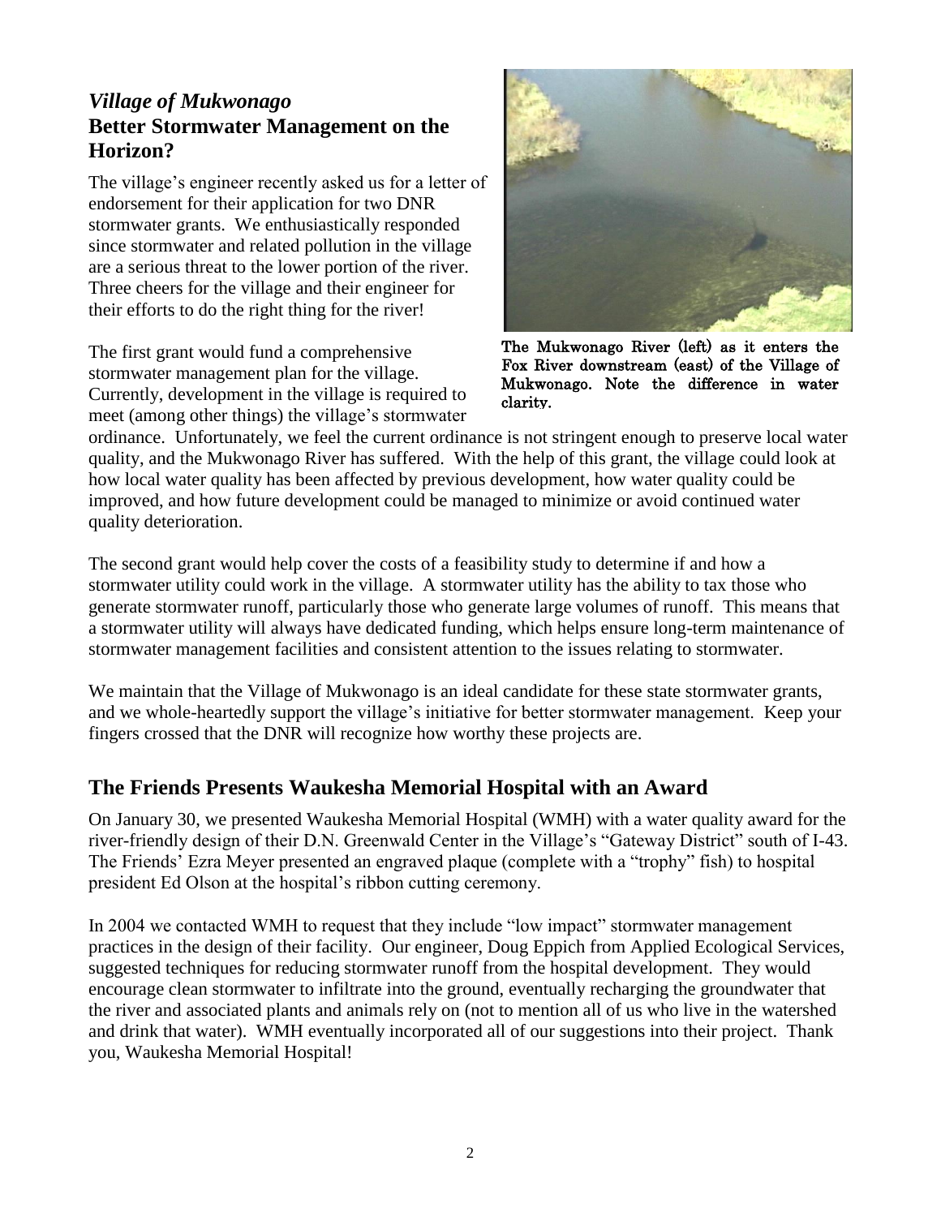## *Village of Mukwonago*
## Better Stormwater Management on the Horizon?

The village's engineer recently asked us for a letter of endorsement for their application for two DNR stormwater grants. We enthusiastically responded since stormwater and related pollution in the village are a serious threat to the lower portion of the river. Three cheers for the village and their engineer for their efforts to do the right thing for the river!

The Mukwonago River (left) as it enters the Fox River downstream (east) of the Village of Mukwonago. Note the difference in water clarity.

The first grant would fund a comprehensive stormwater management plan for the village. Currently, development in the village is required to meet (among other things) the village's stormwater ordinance. Unfortunately, we feel the current ordinance is not stringent enough to preserve local water quality, and the Mukwonago River has suffered. With the help of this grant, the village could look at how local water quality has been affected by previous development, how water quality could be improved, and how future development could be managed to minimize or avoid continued water quality deterioration.

The second grant would help cover the costs of a feasibility study to determine if and how a stormwater utility could work in the village. A stormwater utility has the ability to tax those who generate stormwater runoff, particularly those who generate large volumes of runoff. This means that a stormwater utility will always have dedicated funding, which helps ensure long-term maintenance of stormwater management facilities and consistent attention to the issues relating to stormwater.

We maintain that the Village of Mukwonago is an ideal candidate for these state stormwater grants, and we whole-heartedly support the village's initiative for better stormwater management. Keep your fingers crossed that the DNR will recognize how worthy these projects are.

## The Friends Presents Waukesha Memorial Hospital with an Award

On January 30, we presented Waukesha Memorial Hospital (WMH) with a water quality award for the river-friendly design of their D.N. Greenwald Center in the Village's "Gateway District" south of I-43. The Friends' Ezra Meyer presented an engraved plaque (complete with a "trophy" fish) to hospital president Ed Olson at the hospital's ribbon cutting ceremony.

In 2004 we contacted WMH to request that they include "low impact" stormwater management practices in the design of their facility. Our engineer, Doug Eppich from Applied Ecological Services, suggested techniques for reducing stormwater runoff from the hospital development. They would encourage clean stormwater to infiltrate into the ground, eventually recharging the groundwater that the river and associated plants and animals rely on (not to mention all of us who live in the watershed and drink that water). WMH eventually incorporated all of our suggestions into their project. Thank you, Waukesha Memorial Hospital!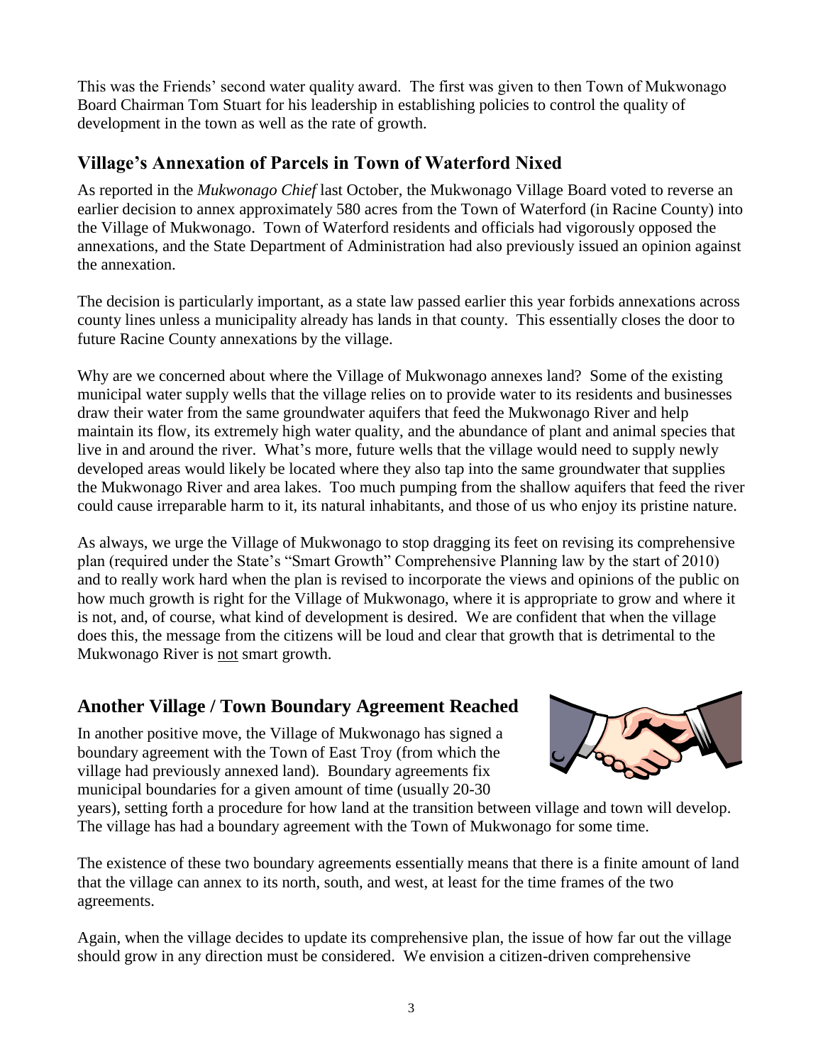This was the Friends' second water quality award. The first was given to then Town of Mukwonago Board Chairman Tom Stuart for his leadership in establishing policies to control the quality of development in the town as well as the rate of growth.

## Village's Annexation of Parcels in Town of Waterford Nixed

As reported in the *Mukwonago Chief* last October, the Mukwonago Village Board voted to reverse an earlier decision to annex approximately 580 acres from the Town of Waterford (in Racine County) into the Village of Mukwonago. Town of Waterford residents and officials had vigorously opposed the annexations, and the State Department of Administration had also previously issued an opinion against the annexation.

The decision is particularly important, as a state law passed earlier this year forbids annexations across county lines unless a municipality already has lands in that county. This essentially closes the door to future Racine County annexations by the village.

Why are we concerned about where the Village of Mukwonago annexes land? Some of the existing municipal water supply wells that the village relies on to provide water to its residents and businesses draw their water from the same groundwater aquifers that feed the Mukwonago River and help maintain its flow, its extremely high water quality, and the abundance of plant and animal species that live in and around the river. What's more, future wells that the village would need to supply newly developed areas would likely be located where they also tap into the same groundwater that supplies the Mukwonago River and area lakes. Too much pumping from the shallow aquifers that feed the river could cause irreparable harm to it, its natural inhabitants, and those of us who enjoy its pristine nature.

As always, we urge the Village of Mukwonago to stop dragging its feet on revising its comprehensive plan (required under the State's "Smart Growth" Comprehensive Planning law by the start of 2010) and to really work hard when the plan is revised to incorporate the views and opinions of the public on how much growth is right for the Village of Mukwonago, where it is appropriate to grow and where it is not, and, of course, what kind of development is desired. We are confident that when the village does this, the message from the citizens will be loud and clear that growth that is detrimental to the Mukwonago River is not smart growth.

## Another Village / Town Boundary Agreement Reached

In another positive move, the Village of Mukwonago has signed a boundary agreement with the Town of East Troy (from which the village had previously annexed land). Boundary agreements fix municipal boundaries for a given amount of time (usually 20-30 years), setting forth a procedure for how land at the transition between village and town will develop. The village has had a boundary agreement with the Town of Mukwonago for some time.

The existence of these two boundary agreements essentially means that there is a finite amount of land that the village can annex to its north, south, and west, at least for the time frames of the two agreements.

Again, when the village decides to update its comprehensive plan, the issue of how far out the village should grow in any direction must be considered. We envision a citizen-driven comprehensive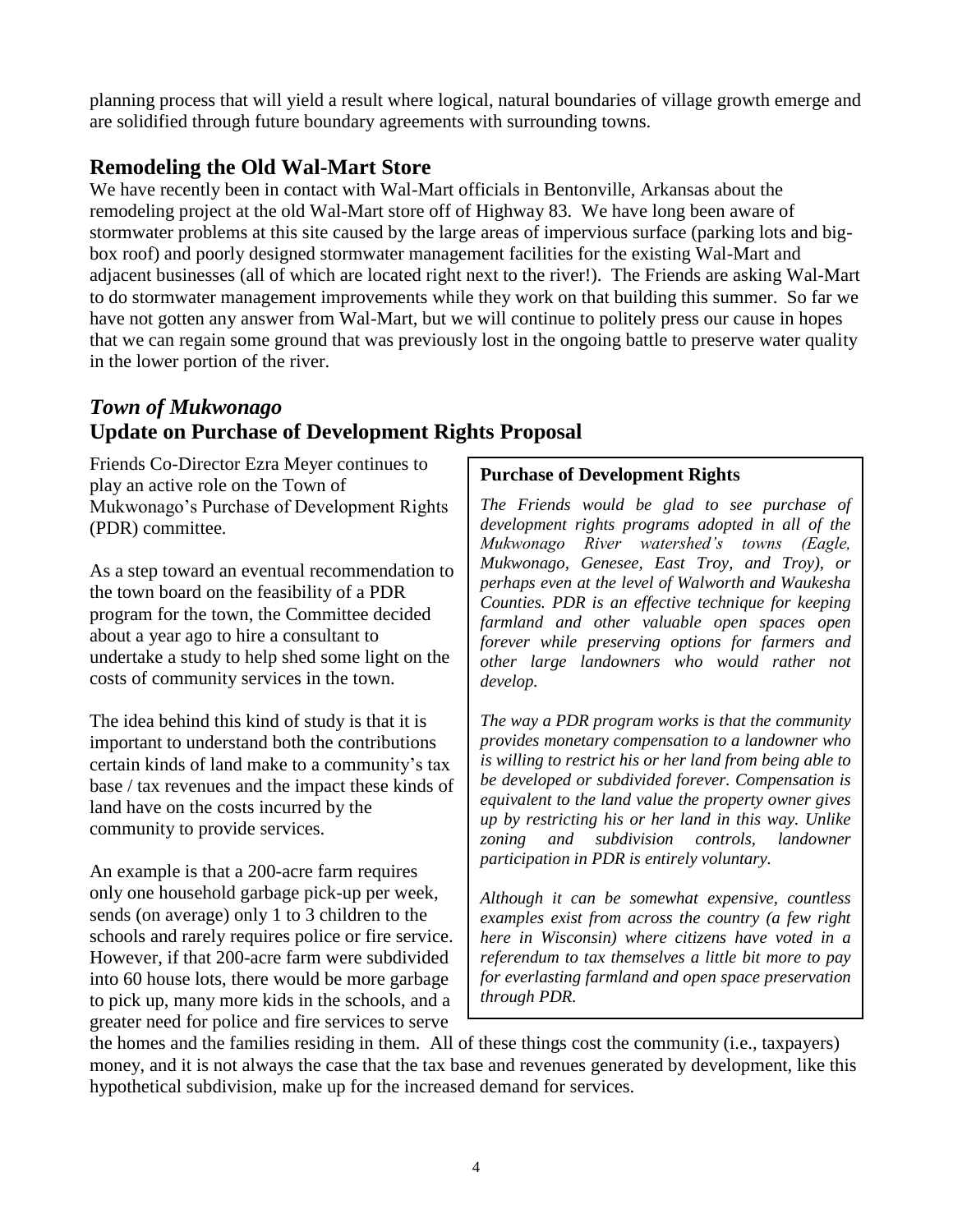planning process that will yield a result where logical, natural boundaries of village growth emerge and are solidified through future boundary agreements with surrounding towns.

## Remodeling the Old Wal-Mart Store

We have recently been in contact with Wal-Mart officials in Bentonville, Arkansas about the remodeling project at the old Wal-Mart store off of Highway 83. We have long been aware of stormwater problems at this site caused by the large areas of impervious surface (parking lots and big-box roof) and poorly designed stormwater management facilities for the existing Wal-Mart and adjacent businesses (all of which are located right next to the river!). The Friends are asking Wal-Mart to do stormwater management improvements while they work on that building this summer. So far we have not gotten any answer from Wal-Mart, but we will continue to politely press our cause in hopes that we can regain some ground that was previously lost in the ongoing battle to preserve water quality in the lower portion of the river.

## *Town of Mukwonago*
## Update on Purchase of Development Rights Proposal

Friends Co-Director Ezra Meyer continues to play an active role on the Town of Mukwonago's Purchase of Development Rights (PDR) committee.

As a step toward an eventual recommendation to the town board on the feasibility of a PDR program for the town, the Committee decided about a year ago to hire a consultant to undertake a study to help shed some light on the costs of community services in the town.

The idea behind this kind of study is that it is important to understand both the contributions certain kinds of land make to a community's tax base / tax revenues and the impact these kinds of land have on the costs incurred by the community to provide services.

An example is that a 200-acre farm requires only one household garbage pick-up per week, sends (on average) only 1 to 3 children to the schools and rarely requires police or fire service. However, if that 200-acre farm were subdivided into 60 house lots, there would be more garbage to pick up, many more kids in the schools, and a greater need for police and fire services to serve the homes and the families residing in them. All of these things cost the community (i.e., taxpayers) money, and it is not always the case that the tax base and revenues generated by development, like this hypothetical subdivision, make up for the increased demand for services.

**Purchase of Development Rights**

*The Friends would be glad to see purchase of development rights programs adopted in all of the Mukwonago River watershed's towns (Eagle, Mukwonago, Genesee, East Troy, and Troy), or perhaps even at the level of Walworth and Waukesha Counties. PDR is an effective technique for keeping farmland and other valuable open spaces open forever while preserving options for farmers and other large landowners who would rather not develop.*

*The way a PDR program works is that the community provides monetary compensation to a landowner who is willing to restrict his or her land from being able to be developed or subdivided forever. Compensation is equivalent to the land value the property owner gives up by restricting his or her land in this way. Unlike zoning and subdivision controls, landowner participation in PDR is entirely voluntary.*

*Although it can be somewhat expensive, countless examples exist from across the country (a few right here in Wisconsin) where citizens have voted in a referendum to tax themselves a little bit more to pay for everlasting farmland and open space preservation through PDR.*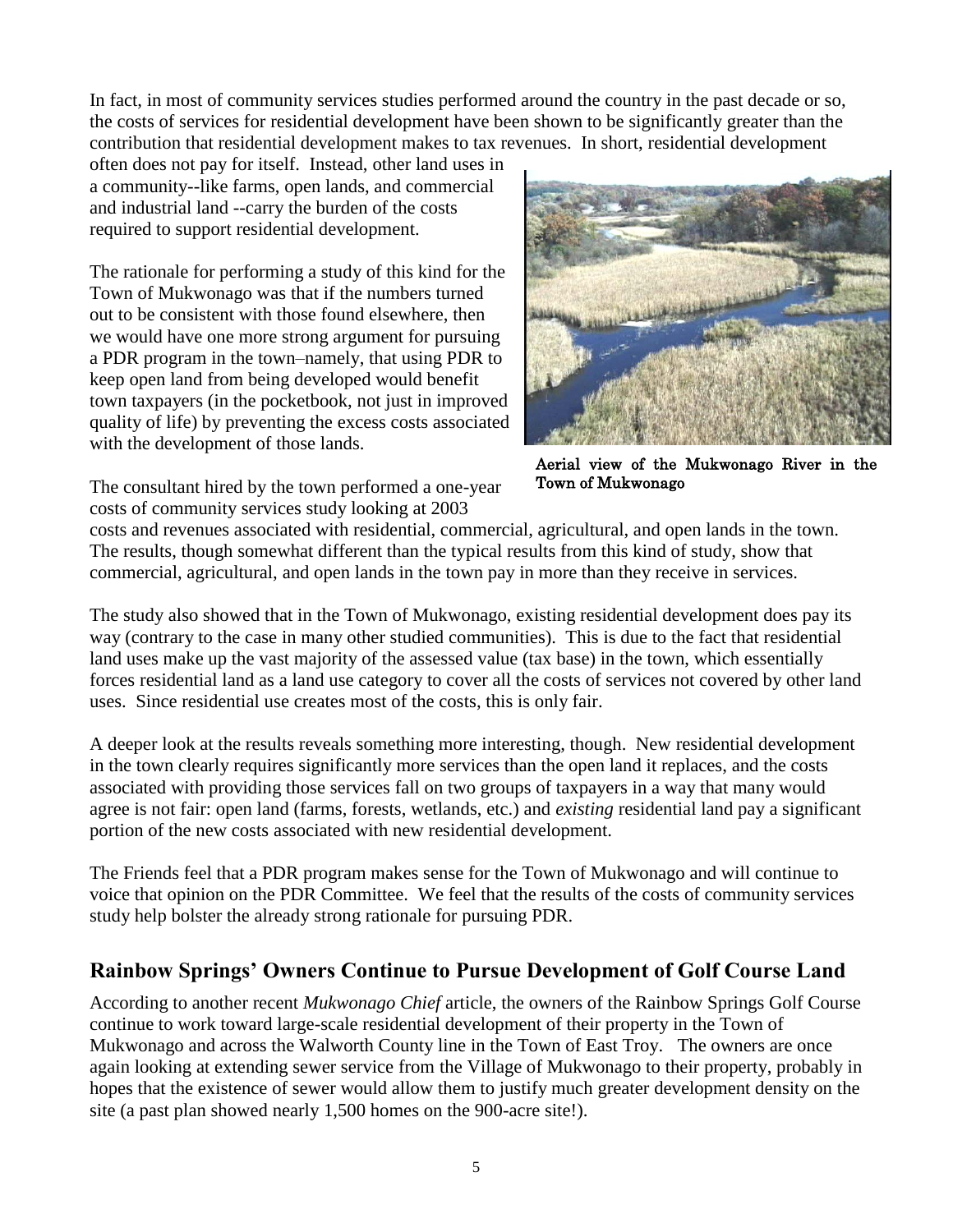In fact, in most of community services studies performed around the country in the past decade or so, the costs of services for residential development have been shown to be significantly greater than the contribution that residential development makes to tax revenues. In short, residential development often does not pay for itself. Instead, other land uses in a community--like farms, open lands, and commercial and industrial land --carry the burden of the costs required to support residential development.

The rationale for performing a study of this kind for the Town of Mukwonago was that if the numbers turned out to be consistent with those found elsewhere, then we would have one more strong argument for pursuing a PDR program in the town–namely, that using PDR to keep open land from being developed would benefit town taxpayers (in the pocketbook, not just in improved quality of life) by preventing the excess costs associated with the development of those lands.

Aerial view of the Mukwonago River in the Town of Mukwonago

The consultant hired by the town performed a one-year costs of community services study looking at 2003 costs and revenues associated with residential, commercial, agricultural, and open lands in the town. The results, though somewhat different than the typical results from this kind of study, show that commercial, agricultural, and open lands in the town pay in more than they receive in services.

The study also showed that in the Town of Mukwonago, existing residential development does pay its way (contrary to the case in many other studied communities). This is due to the fact that residential land uses make up the vast majority of the assessed value (tax base) in the town, which essentially forces residential land as a land use category to cover all the costs of services not covered by other land uses. Since residential use creates most of the costs, this is only fair.

A deeper look at the results reveals something more interesting, though. New residential development in the town clearly requires significantly more services than the open land it replaces, and the costs associated with providing those services fall on two groups of taxpayers in a way that many would agree is not fair: open land (farms, forests, wetlands, etc.) and *existing* residential land pay a significant portion of the new costs associated with new residential development.

The Friends feel that a PDR program makes sense for the Town of Mukwonago and will continue to voice that opinion on the PDR Committee. We feel that the results of the costs of community services study help bolster the already strong rationale for pursuing PDR.

## Rainbow Springs' Owners Continue to Pursue Development of Golf Course Land

According to another recent *Mukwonago Chief* article, the owners of the Rainbow Springs Golf Course continue to work toward large-scale residential development of their property in the Town of Mukwonago and across the Walworth County line in the Town of East Troy. The owners are once again looking at extending sewer service from the Village of Mukwonago to their property, probably in hopes that the existence of sewer would allow them to justify much greater development density on the site (a past plan showed nearly 1,500 homes on the 900-acre site!).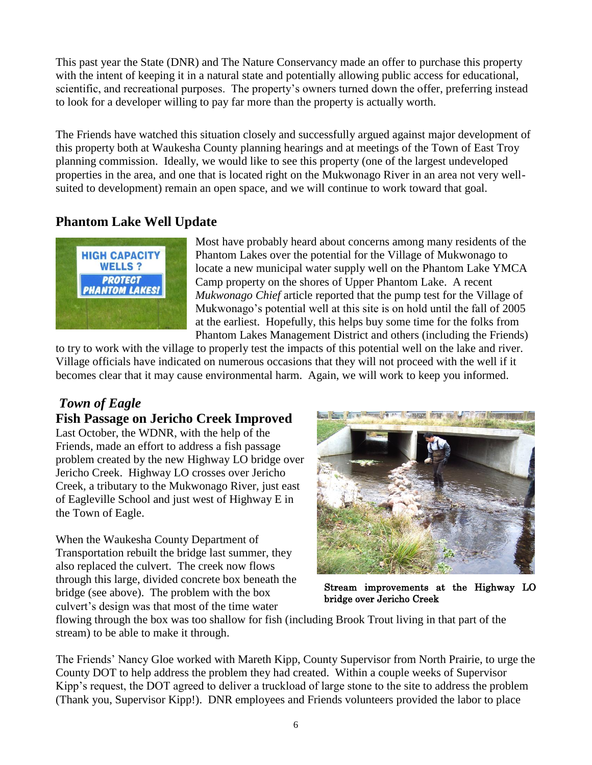This past year the State (DNR) and The Nature Conservancy made an offer to purchase this property with the intent of keeping it in a natural state and potentially allowing public access for educational, scientific, and recreational purposes. The property's owners turned down the offer, preferring instead to look for a developer willing to pay far more than the property is actually worth.

The Friends have watched this situation closely and successfully argued against major development of this property both at Waukesha County planning hearings and at meetings of the Town of East Troy planning commission. Ideally, we would like to see this property (one of the largest undeveloped properties in the area, and one that is located right on the Mukwonago River in an area not very well-suited to development) remain an open space, and we will continue to work toward that goal.

## Phantom Lake Well Update

Most have probably heard about concerns among many residents of the Phantom Lakes over the potential for the Village of Mukwonago to locate a new municipal water supply well on the Phantom Lake YMCA Camp property on the shores of Upper Phantom Lake. A recent *Mukwonago Chief* article reported that the pump test for the Village of Mukwonago's potential well at this site is on hold until the fall of 2005 at the earliest. Hopefully, this helps buy some time for the folks from Phantom Lakes Management District and others (including the Friends) to try to work with the village to properly test the impacts of this potential well on the lake and river. Village officials have indicated on numerous occasions that they will not proceed with the well if it becomes clear that it may cause environmental harm. Again, we will work to keep you informed.

## *Town of Eagle*

## Fish Passage on Jericho Creek Improved

Last October, the WDNR, with the help of the Friends, made an effort to address a fish passage problem created by the new Highway LO bridge over Jericho Creek. Highway LO crosses over Jericho Creek, a tributary to the Mukwonago River, just east of Eagleville School and just west of Highway E in the Town of Eagle.

Stream improvements at the Highway LO bridge over Jericho Creek

When the Waukesha County Department of Transportation rebuilt the bridge last summer, they also replaced the culvert. The creek now flows through this large, divided concrete box beneath the bridge (see above). The problem with the box culvert's design was that most of the time water flowing through the box was too shallow for fish (including Brook Trout living in that part of the stream) to be able to make it through.

The Friends' Nancy Gloe worked with Mareth Kipp, County Supervisor from North Prairie, to urge the County DOT to help address the problem they had created. Within a couple weeks of Supervisor Kipp's request, the DOT agreed to deliver a truckload of large stone to the site to address the problem (Thank you, Supervisor Kipp!). DNR employees and Friends volunteers provided the labor to place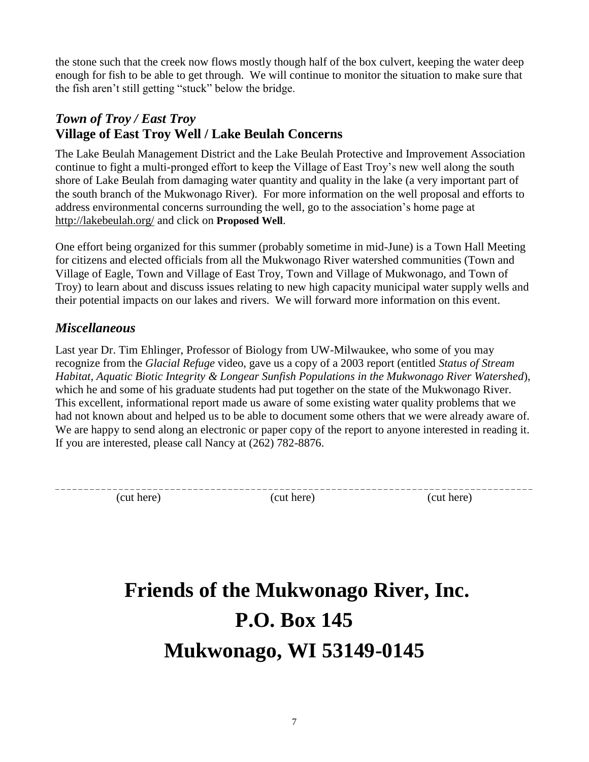the stone such that the creek now flows mostly though half of the box culvert, keeping the water deep enough for fish to be able to get through. We will continue to monitor the situation to make sure that the fish aren't still getting "stuck" below the bridge.

### *Town of Troy / East Troy*
### Village of East Troy Well / Lake Beulah Concerns

The Lake Beulah Management District and the Lake Beulah Protective and Improvement Association continue to fight a multi-pronged effort to keep the Village of East Troy's new well along the south shore of Lake Beulah from damaging water quantity and quality in the lake (a very important part of the south branch of the Mukwonago River). For more information on the well proposal and efforts to address environmental concerns surrounding the well, go to the association's home page at http://lakebeulah.org/ and click on **Proposed Well**.

One effort being organized for this summer (probably sometime in mid-June) is a Town Hall Meeting for citizens and elected officials from all the Mukwonago River watershed communities (Town and Village of Eagle, Town and Village of East Troy, Town and Village of Mukwonago, and Town of Troy) to learn about and discuss issues relating to new high capacity municipal water supply wells and their potential impacts on our lakes and rivers. We will forward more information on this event.

### *Miscellaneous*

Last year Dr. Tim Ehlinger, Professor of Biology from UW-Milwaukee, who some of you may recognize from the *Glacial Refuge* video, gave us a copy of a 2003 report (entitled *Status of Stream Habitat, Aquatic Biotic Integrity & Longear Sunfish Populations in the Mukwonago River Watershed*), which he and some of his graduate students had put together on the state of the Mukwonago River. This excellent, informational report made us aware of some existing water quality problems that we had not known about and helped us to be able to document some others that we were already aware of. We are happy to send along an electronic or paper copy of the report to anyone interested in reading it. If you are interested, please call Nancy at (262) 782-8876.

---

(cut here) (cut here) (cut here)

# Friends of the Mukwonago River, Inc.
# P.O. Box 145
# Mukwonago, WI 53149-0145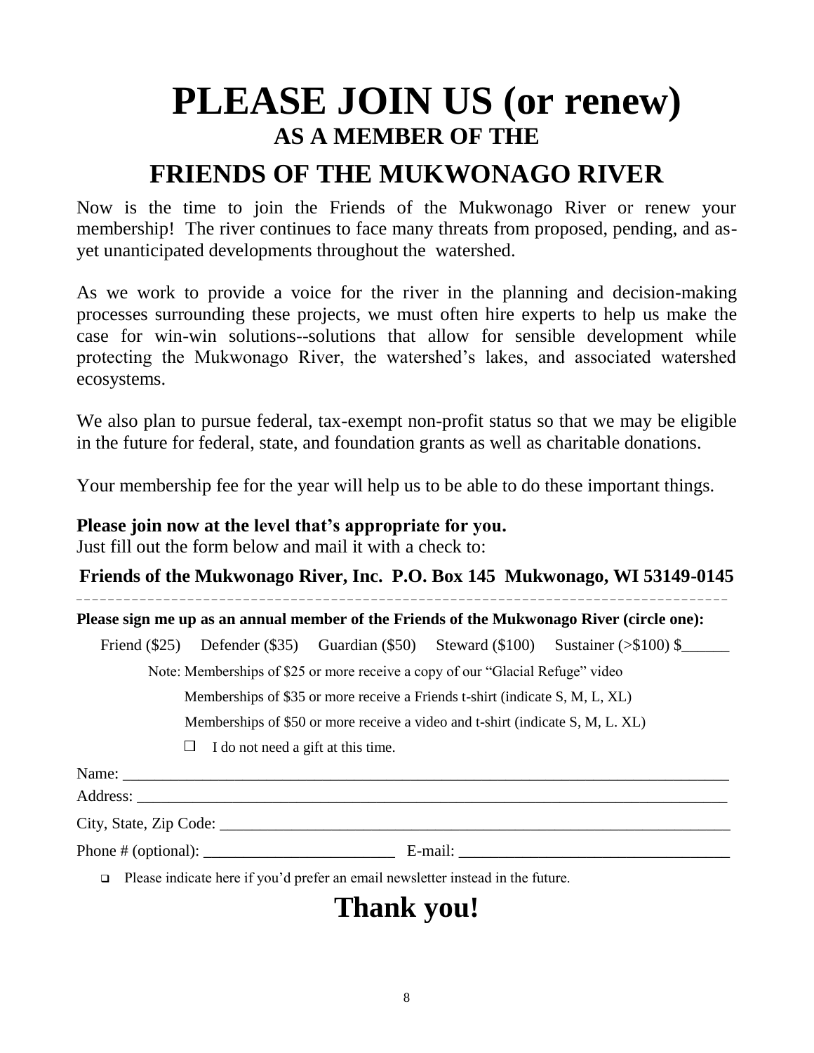# PLEASE JOIN US (or renew)

## AS A MEMBER OF THE

## FRIENDS OF THE MUKWONAGO RIVER

Now is the time to join the Friends of the Mukwonago River or renew your membership! The river continues to face many threats from proposed, pending, and as-yet unanticipated developments throughout the watershed.

As we work to provide a voice for the river in the planning and decision-making processes surrounding these projects, we must often hire experts to help us make the case for win-win solutions--solutions that allow for sensible development while protecting the Mukwonago River, the watershed's lakes, and associated watershed ecosystems.

We also plan to pursue federal, tax-exempt non-profit status so that we may be eligible in the future for federal, state, and foundation grants as well as charitable donations.

Your membership fee for the year will help us to be able to do these important things.

**Please join now at the level that's appropriate for you.**
Just fill out the form below and mail it with a check to:

**Friends of the Mukwonago River, Inc. P.O. Box 145 Mukwonago, WI 53149-0145**

- - - - - - - - - - - - - - - - - - - - - - - - - - - - - - - - - - - - - - - - - - - - - - - - - - - - - - - - - - - - - - - - - - - - - - - - -

**Please sign me up as an annual member of the Friends of the Mukwonago River (circle one):**

Friend ($25) Defender ($35) Guardian ($50) Steward ($100) Sustainer (>$100) $______

Note: Memberships of $25 or more receive a copy of our "Glacial Refuge" video

Memberships of $35 or more receive a Friends t-shirt (indicate S, M, L, XL)

Memberships of $50 or more receive a video and t-shirt (indicate S, M, L. XL)

☐ I do not need a gift at this time.

Name: ______________________________________________________________________

Address: ____________________________________________________________________

City, State, Zip Code: _________________________________________________________

Phone # (optional): ________________________ E-mail: _________________________________

- ☐ Please indicate here if you'd prefer an email newsletter instead in the future.

# Thank you!